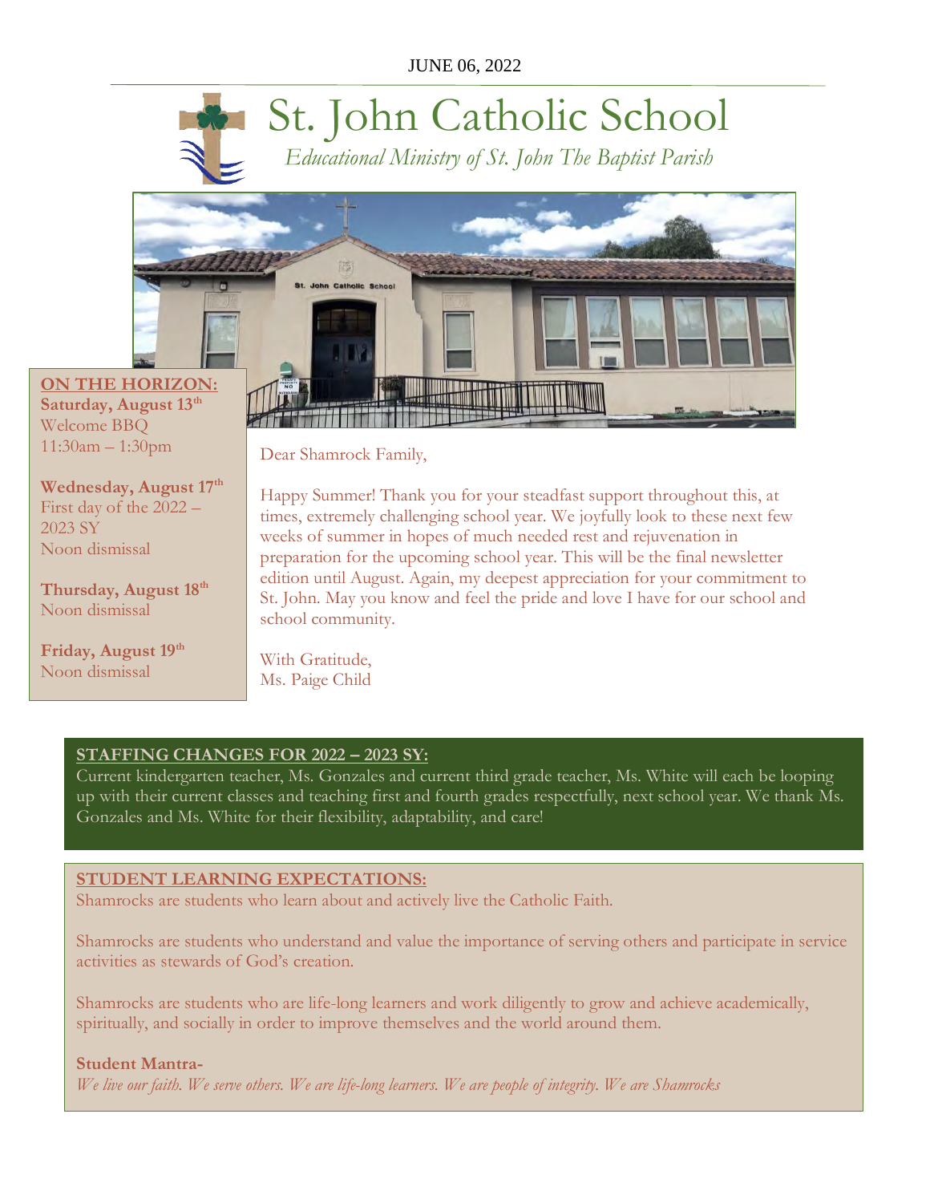JUNE 06, 2022

# St. John Catholic School

*Educational Ministry of St. John The Baptist Parish*

**ON THE HORIZON:**

**Saturday, August 13th**
Welcome BBQ
11:30am – 1:30pm

**Wednesday, August 17th**
First day of the 2022 – 2023 SY
Noon dismissal

**Thursday, August 18th**
Noon dismissal

**Friday, August 19th**
Noon dismissal

Dear Shamrock Family,

Happy Summer! Thank you for your steadfast support throughout this, at times, extremely challenging school year. We joyfully look to these next few weeks of summer in hopes of much needed rest and rejuvenation in preparation for the upcoming school year. This will be the final newsletter edition until August. Again, my deepest appreciation for your commitment to St. John. May you know and feel the pride and love I have for our school and school community.

With Gratitude,
Ms. Paige Child

## STAFFING CHANGES FOR 2022 – 2023 SY:

Current kindergarten teacher, Ms. Gonzales and current third grade teacher, Ms. White will each be looping up with their current classes and teaching first and fourth grades respectfully, next school year. We thank Ms. Gonzales and Ms. White for their flexibility, adaptability, and care!

## STUDENT LEARNING EXPECTATIONS:

Shamrocks are students who learn about and actively live the Catholic Faith.

Shamrocks are students who understand and value the importance of serving others and participate in service activities as stewards of God's creation.

Shamrocks are students who are life-long learners and work diligently to grow and achieve academically, spiritually, and socially in order to improve themselves and the world around them.

**Student Mantra-**

*We live our faith. We serve others. We are life-long learners. We are people of integrity. We are Shamrocks*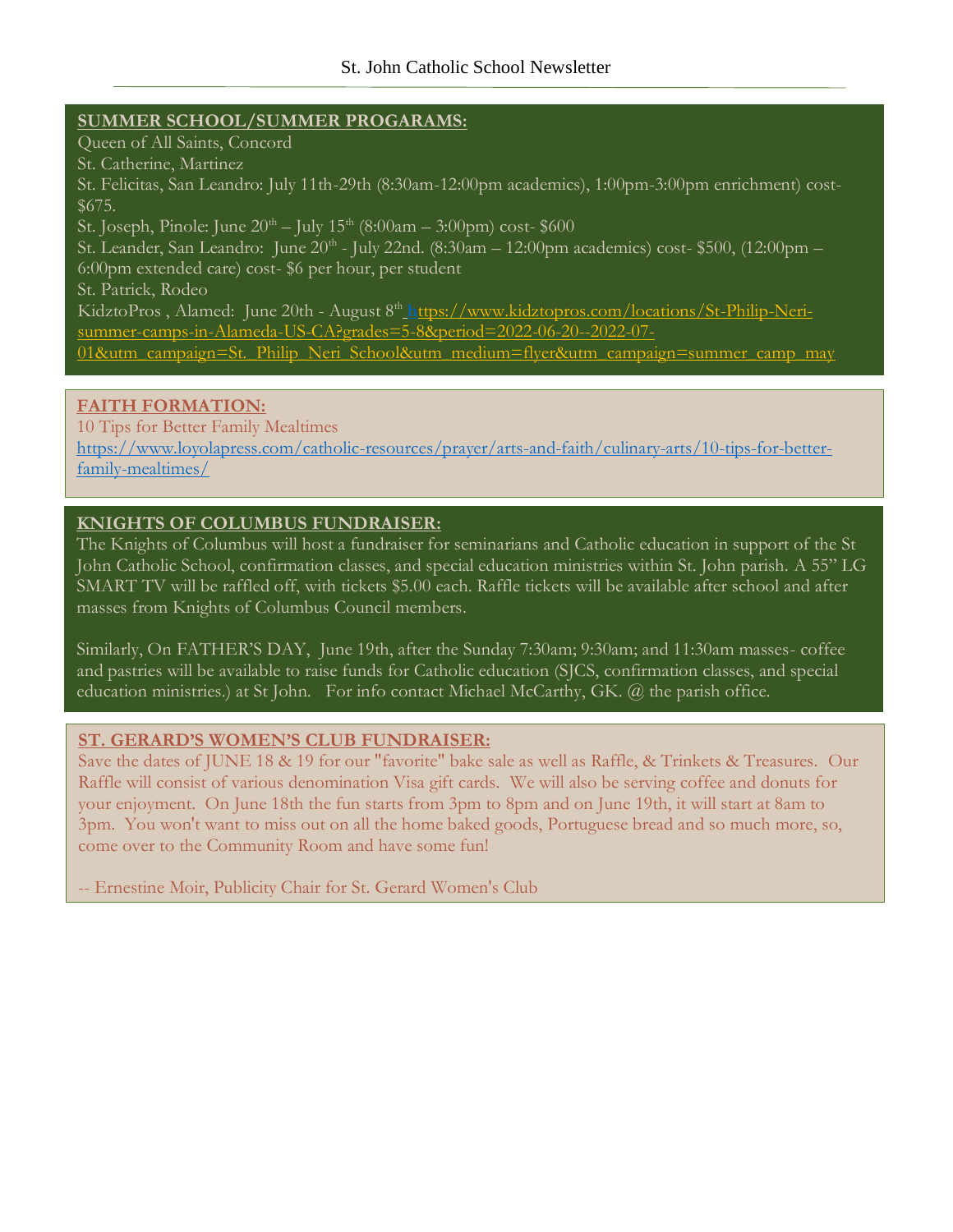## SUMMER SCHOOL/SUMMER PROGARAMS:

Queen of All Saints, Concord

St. Catherine, Martinez

St. Felicitas, San Leandro: July 11th-29th (8:30am-12:00pm academics), 1:00pm-3:00pm enrichment) cost- $675.

St. Joseph, Pinole: June 20th – July 15th (8:00am – 3:00pm) cost- $600

St. Leander, San Leandro: June 20th - July 22nd. (8:30am – 12:00pm academics) cost- $500, (12:00pm – 6:00pm extended care) cost- $6 per hour, per student

St. Patrick, Rodeo

KidztoPros , Alamed: June 20th - August 8th https://www.kidztopros.com/locations/St-Philip-Neri-summer-camps-in-Alameda-US-CA?grades=5-8&period=2022-06-20--2022-07-01&utm_campaign=St._Philip_Neri_School&utm_medium=flyer&utm_campaign=summer_camp_may

## FAITH FORMATION:

10 Tips for Better Family Mealtimes
https://www.loyolapress.com/catholic-resources/prayer/arts-and-faith/culinary-arts/10-tips-for-better-family-mealtimes/

## KNIGHTS OF COLUMBUS FUNDRAISER:

The Knights of Columbus will host a fundraiser for seminarians and Catholic education in support of the St John Catholic School, confirmation classes, and special education ministries within St. John parish. A 55" LG SMART TV will be raffled off, with tickets $5.00 each. Raffle tickets will be available after school and after masses from Knights of Columbus Council members.

Similarly, On FATHER'S DAY, June 19th, after the Sunday 7:30am; 9:30am; and 11:30am masses- coffee and pastries will be available to raise funds for Catholic education (SJCS, confirmation classes, and special education ministries.) at St John. For info contact Michael McCarthy, GK. @ the parish office.

## ST. GERARD'S WOMEN'S CLUB FUNDRAISER:

Save the dates of JUNE 18 & 19 for our "favorite" bake sale as well as Raffle, & Trinkets & Treasures. Our Raffle will consist of various denomination Visa gift cards. We will also be serving coffee and donuts for your enjoyment. On June 18th the fun starts from 3pm to 8pm and on June 19th, it will start at 8am to 3pm. You won't want to miss out on all the home baked goods, Portuguese bread and so much more, so, come over to the Community Room and have some fun!

-- Ernestine Moir, Publicity Chair for St. Gerard Women's Club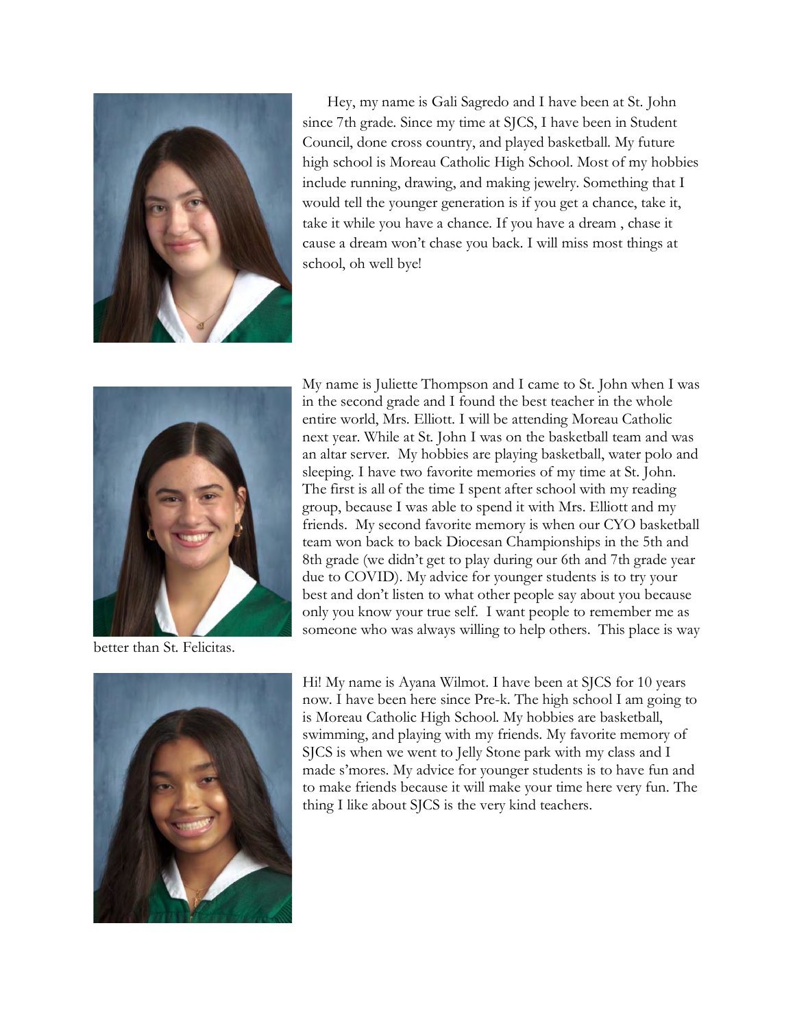Hey, my name is Gali Sagredo and I have been at St. John since 7th grade. Since my time at SJCS, I have been in Student Council, done cross country, and played basketball. My future high school is Moreau Catholic High School. Most of my hobbies include running, drawing, and making jewelry. Something that I would tell the younger generation is if you get a chance, take it, take it while you have a chance. If you have a dream , chase it cause a dream won't chase you back. I will miss most things at school, oh well bye!

My name is Juliette Thompson and I came to St. John when I was in the second grade and I found the best teacher in the whole entire world, Mrs. Elliott. I will be attending Moreau Catholic next year. While at St. John I was on the basketball team and was an altar server. My hobbies are playing basketball, water polo and sleeping. I have two favorite memories of my time at St. John. The first is all of the time I spent after school with my reading group, because I was able to spend it with Mrs. Elliott and my friends. My second favorite memory is when our CYO basketball team won back to back Diocesan Championships in the 5th and 8th grade (we didn't get to play during our 6th and 7th grade year due to COVID). My advice for younger students is to try your best and don't listen to what other people say about you because only you know your true self. I want people to remember me as someone who was always willing to help others. This place is way better than St. Felicitas.

Hi! My name is Ayana Wilmot. I have been at SJCS for 10 years now. I have been here since Pre-k. The high school I am going to is Moreau Catholic High School. My hobbies are basketball, swimming, and playing with my friends. My favorite memory of SJCS is when we went to Jelly Stone park with my class and I made s'mores. My advice for younger students is to have fun and to make friends because it will make your time here very fun. The thing I like about SJCS is the very kind teachers.